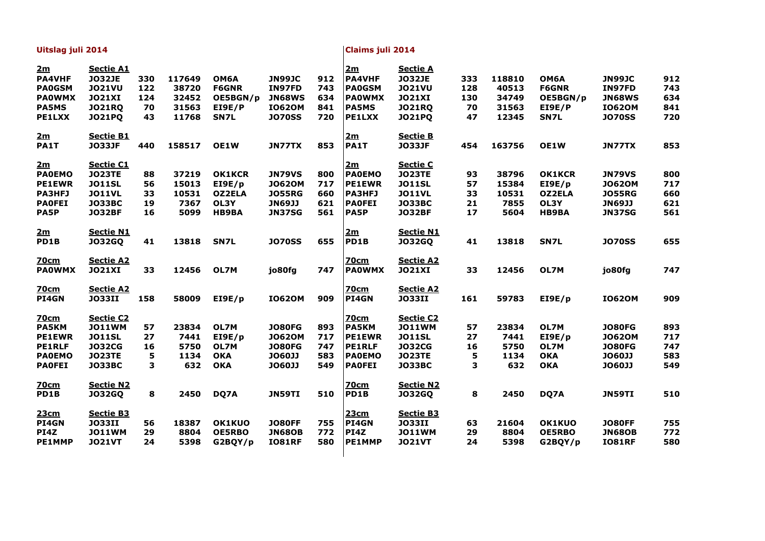## Uitslag juli 2014

| | | | | | | |
|---|---|---|---|---|---|---|
| **2m** | **Sectie A1** | | | | | |
| **PA4VHF** | **JO32JE** | **330** | **117649** | **OM6A** | **JN99JC** | **912** |
| **PA0GSM** | **JO21VU** | **122** | **38720** | **F6GNR** | **IN97FD** | **743** |
| **PA0WMX** | **JO21XI** | **124** | **32452** | **OE5BGN/p** | **JN68WS** | **634** |
| **PA5MS** | **JO21RQ** | **70** | **31563** | **EI9E/P** | **IO62OM** | **841** |
| **PE1LXX** | **JO21PQ** | **43** | **11768** | **SN7L** | **JO70SS** | **720** |
| | | | | | | |
| **2m** | **Sectie B1** | | | | | |
| **PA1T** | **JO33JF** | **440** | **158517** | **OE1W** | **JN77TX** | **853** |
| | | | | | | |
| **2m** | **Sectie C1** | | | | | |
| **PA0EMO** | **JO23TE** | **88** | **37219** | **OK1KCR** | **JN79VS** | **800** |
| **PE1EWR** | **JO11SL** | **56** | **15013** | **EI9E/p** | **JO62OM** | **717** |
| **PA3HFJ** | **JO11VL** | **33** | **10531** | **OZ2ELA** | **JO55RG** | **660** |
| **PA0FEI** | **JO33BC** | **19** | **7367** | **OL3Y** | **JN69JJ** | **621** |
| **PA5P** | **JO32BF** | **16** | **5099** | **HB9BA** | **JN37SG** | **561** |
| | | | | | | |
| **2m** | **Sectie N1** | | | | | |
| **PD1B** | **JO32GQ** | **41** | **13818** | **SN7L** | **JO70SS** | **655** |
| | | | | | | |
| **70cm** | **Sectie A2** | | | | | |
| **PA0WMX** | **JO21XI** | **33** | **12456** | **OL7M** | **jo80fg** | **747** |
| | | | | | | |
| **70cm** | **Sectie A2** | | | | | |
| **PI4GN** | **JO33II** | **158** | **58009** | **EI9E/p** | **IO62OM** | **909** |
| | | | | | | |
| **70cm** | **Sectie C2** | | | | | |
| **PA5KM** | **JO11WM** | **57** | **23834** | **OL7M** | **JO80FG** | **893** |
| **PE1EWR** | **JO11SL** | **27** | **7441** | **EI9E/p** | **JO62OM** | **717** |
| **PE1RLF** | **JO32CG** | **16** | **5750** | **OL7M** | **JO80FG** | **747** |
| **PA0EMO** | **JO23TE** | **5** | **1134** | **OKA** | **JO60JJ** | **583** |
| **PA0FEI** | **JO33BC** | **3** | **632** | **OKA** | **JO60JJ** | **549** |
| | | | | | | |
| **70cm** | **Sectie N2** | | | | | |
| **PD1B** | **JO32GQ** | **8** | **2450** | **DQ7A** | **JN59TI** | **510** |
| | | | | | | |
| **23cm** | **Sectie B3** | | | | | |
| **PI4GN** | **JO33II** | **56** | **18387** | **OK1KUO** | **JO80FF** | **755** |
| **PI4Z** | **JO11WM** | **29** | **8804** | **OE5RBO** | **JN68OB** | **772** |
| **PE1MMP** | **JO21VT** | **24** | **5398** | **G2BQY/p** | **IO81RF** | **580** |

## Claims juli 2014

| | | | | | | |
|---|---|---|---|---|---|---|
| **2m** | **Sectie A** | | | | | |
| **PA4VHF** | **JO32JE** | **333** | **118810** | **OM6A** | **JN99JC** | **912** |
| **PA0GSM** | **JO21VU** | **128** | **40513** | **F6GNR** | **IN97FD** | **743** |
| **PA0WMX** | **JO21XI** | **130** | **34749** | **OE5BGN/p** | **JN68WS** | **634** |
| **PA5MS** | **JO21RQ** | **70** | **31563** | **EI9E/P** | **IO62OM** | **841** |
| **PE1LXX** | **JO21PQ** | **47** | **12345** | **SN7L** | **JO70SS** | **720** |
| | | | | | | |
| **2m** | **Sectie B** | | | | | |
| **PA1T** | **JO33JF** | **454** | **163756** | **OE1W** | **JN77TX** | **853** |
| | | | | | | |
| **2m** | **Sectie C** | | | | | |
| **PA0EMO** | **JO23TE** | **93** | **38796** | **OK1KCR** | **JN79VS** | **800** |
| **PE1EWR** | **JO11SL** | **57** | **15384** | **EI9E/p** | **JO62OM** | **717** |
| **PA3HFJ** | **JO11VL** | **33** | **10531** | **OZ2ELA** | **JO55RG** | **660** |
| **PA0FEI** | **JO33BC** | **21** | **7855** | **OL3Y** | **JN69JJ** | **621** |
| **PA5P** | **JO32BF** | **17** | **5604** | **HB9BA** | **JN37SG** | **561** |
| | | | | | | |
| **2m** | **Sectie N1** | | | | | |
| **PD1B** | **JO32GQ** | **41** | **13818** | **SN7L** | **JO70SS** | **655** |
| | | | | | | |
| **70cm** | **Sectie A2** | | | | | |
| **PA0WMX** | **JO21XI** | **33** | **12456** | **OL7M** | **jo80fg** | **747** |
| | | | | | | |
| **70cm** | **Sectie A2** | | | | | |
| **PI4GN** | **JO33II** | **161** | **59783** | **EI9E/p** | **IO62OM** | **909** |
| | | | | | | |
| **70cm** | **Sectie C2** | | | | | |
| **PA5KM** | **JO11WM** | **57** | **23834** | **OL7M** | **JO80FG** | **893** |
| **PE1EWR** | **JO11SL** | **27** | **7441** | **EI9E/p** | **JO62OM** | **717** |
| **PE1RLF** | **JO32CG** | **16** | **5750** | **OL7M** | **JO80FG** | **747** |
| **PA0EMO** | **JO23TE** | **5** | **1134** | **OKA** | **JO60JJ** | **583** |
| **PA0FEI** | **JO33BC** | **3** | **632** | **OKA** | **JO60JJ** | **549** |
| | | | | | | |
| **70cm** | **Sectie N2** | | | | | |
| **PD1B** | **JO32GQ** | **8** | **2450** | **DQ7A** | **JN59TI** | **510** |
| | | | | | | |
| **23cm** | **Sectie B3** | | | | | |
| **PI4GN** | **JO33II** | **63** | **21604** | **OK1KUO** | **JO80FF** | **755** |
| **PI4Z** | **JO11WM** | **29** | **8804** | **OE5RBO** | **JN68OB** | **772** |
| **PE1MMP** | **JO21VT** | **24** | **5398** | **G2BQY/p** | **IO81RF** | **580** |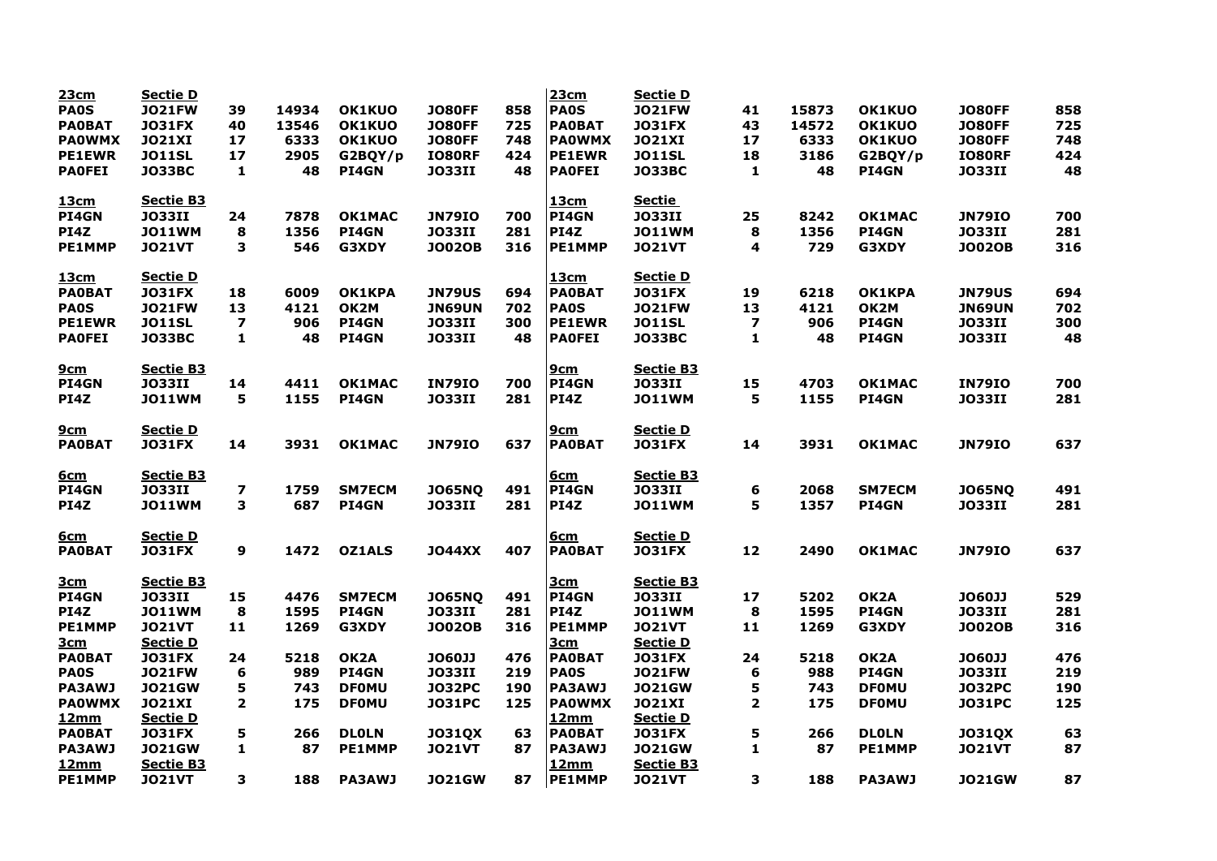| | | | | | | |
|---|---|---|---|---|---|---|
| 23cm | Sectie D | | | | | |
| PA0S | JO21FW | 39 | 14934 | OK1KUO | JO80FF | 858 |
| PA0BAT | JO31FX | 40 | 13546 | OK1KUO | JO80FF | 725 |
| PA0WMX | JO21XI | 17 | 6333 | OK1KUO | JO80FF | 748 |
| PE1EWR | JO11SL | 17 | 2905 | G2BQY/p | IO80RF | 424 |
| PA0FEI | JO33BC | 1 | 48 | PI4GN | JO33II | 48 |
| 13cm | Sectie B3 | | | | | |
| PI4GN | JO33II | 24 | 7878 | OK1MAC | JN79IO | 700 |
| PI4Z | JO11WM | 8 | 1356 | PI4GN | JO33II | 281 |
| PE1MMP | JO21VT | 3 | 546 | G3XDY | JO02OB | 316 |
| 13cm | Sectie D | | | | | |
| PA0BAT | JO31FX | 18 | 6009 | OK1KPA | JN79US | 694 |
| PA0S | JO21FW | 13 | 4121 | OK2M | JN69UN | 702 |
| PE1EWR | JO11SL | 7 | 906 | PI4GN | JO33II | 300 |
| PA0FEI | JO33BC | 1 | 48 | PI4GN | JO33II | 48 |
| 9cm | Sectie B3 | | | | | |
| PI4GN | JO33II | 14 | 4411 | OK1MAC | IN79IO | 700 |
| PI4Z | JO11WM | 5 | 1155 | PI4GN | JO33II | 281 |
| 9cm | Sectie D | | | | | |
| PA0BAT | JO31FX | 14 | 3931 | OK1MAC | JN79IO | 637 |
| 6cm | Sectie B3 | | | | | |
| PI4GN | JO33II | 7 | 1759 | SM7ECM | JO65NQ | 491 |
| PI4Z | JO11WM | 3 | 687 | PI4GN | JO33II | 281 |
| 6cm | Sectie D | | | | | |
| PA0BAT | JO31FX | 9 | 1472 | OZ1ALS | JO44XX | 407 |
| 3cm | Sectie B3 | | | | | |
| PI4GN | JO33II | 15 | 4476 | SM7ECM | JO65NQ | 491 |
| PI4Z | JO11WM | 8 | 1595 | PI4GN | JO33II | 281 |
| PE1MMP | JO21VT | 11 | 1269 | G3XDY | JO02OB | 316 |
| 3cm | Sectie D | | | | | |
| PA0BAT | JO31FX | 24 | 5218 | OK2A | JO60JJ | 476 |
| PA0S | JO21FW | 6 | 989 | PI4GN | JO33II | 219 |
| PA3AWJ | JO21GW | 5 | 743 | DF0MU | JO32PC | 190 |
| PA0WMX | JO21XI | 2 | 175 | DF0MU | JO31PC | 125 |
| 12mm | Sectie D | | | | | |
| PA0BAT | JO31FX | 5 | 266 | DL0LN | JO31QX | 63 |
| PA3AWJ | JO21GW | 1 | 87 | PE1MMP | JO21VT | 87 |
| 12mm | Sectie B3 | | | | | |
| PE1MMP | JO21VT | 3 | 188 | PA3AWJ | JO21GW | 87 |

| | | | | | | |
|---|---|---|---|---|---|---|
| 23cm | Sectie D | | | | | |
| PA0S | JO21FW | 41 | 15873 | OK1KUO | JO80FF | 858 |
| PA0BAT | JO31FX | 43 | 14572 | OK1KUO | JO80FF | 725 |
| PA0WMX | JO21XI | 17 | 6333 | OK1KUO | JO80FF | 748 |
| PE1EWR | JO11SL | 18 | 3186 | G2BQY/p | IO80RF | 424 |
| PA0FEI | JO33BC | 1 | 48 | PI4GN | JO33II | 48 |
| 13cm | Sectie | | | | | |
| PI4GN | JO33II | 25 | 8242 | OK1MAC | JN79IO | 700 |
| PI4Z | JO11WM | 8 | 1356 | PI4GN | JO33II | 281 |
| PE1MMP | JO21VT | 4 | 729 | G3XDY | JO02OB | 316 |
| 13cm | Sectie D | | | | | |
| PA0BAT | JO31FX | 19 | 6218 | OK1KPA | JN79US | 694 |
| PA0S | JO21FW | 13 | 4121 | OK2M | JN69UN | 702 |
| PE1EWR | JO11SL | 7 | 906 | PI4GN | JO33II | 300 |
| PA0FEI | JO33BC | 1 | 48 | PI4GN | JO33II | 48 |
| 9cm | Sectie B3 | | | | | |
| PI4GN | JO33II | 15 | 4703 | OK1MAC | IN79IO | 700 |
| PI4Z | JO11WM | 5 | 1155 | PI4GN | JO33II | 281 |
| 9cm | Sectie D | | | | | |
| PA0BAT | JO31FX | 14 | 3931 | OK1MAC | JN79IO | 637 |
| 6cm | Sectie B3 | | | | | |
| PI4GN | JO33II | 6 | 2068 | SM7ECM | JO65NQ | 491 |
| PI4Z | JO11WM | 5 | 1357 | PI4GN | JO33II | 281 |
| 6cm | Sectie D | | | | | |
| PA0BAT | JO31FX | 12 | 2490 | OK1MAC | JN79IO | 637 |
| 3cm | Sectie B3 | | | | | |
| PI4GN | JO33II | 17 | 5202 | OK2A | JO60JJ | 529 |
| PI4Z | JO11WM | 8 | 1595 | PI4GN | JO33II | 281 |
| PE1MMP | JO21VT | 11 | 1269 | G3XDY | JO02OB | 316 |
| 3cm | Sectie D | | | | | |
| PA0BAT | JO31FX | 24 | 5218 | OK2A | JO60JJ | 476 |
| PA0S | JO21FW | 6 | 988 | PI4GN | JO33II | 219 |
| PA3AWJ | JO21GW | 5 | 743 | DF0MU | JO32PC | 190 |
| PA0WMX | JO21XI | 2 | 175 | DF0MU | JO31PC | 125 |
| 12mm | Sectie D | | | | | |
| PA0BAT | JO31FX | 5 | 266 | DL0LN | JO31QX | 63 |
| PA3AWJ | JO21GW | 1 | 87 | PE1MMP | JO21VT | 87 |
| 12mm | Sectie B3 | | | | | |
| PE1MMP | JO21VT | 3 | 188 | PA3AWJ | JO21GW | 87 |